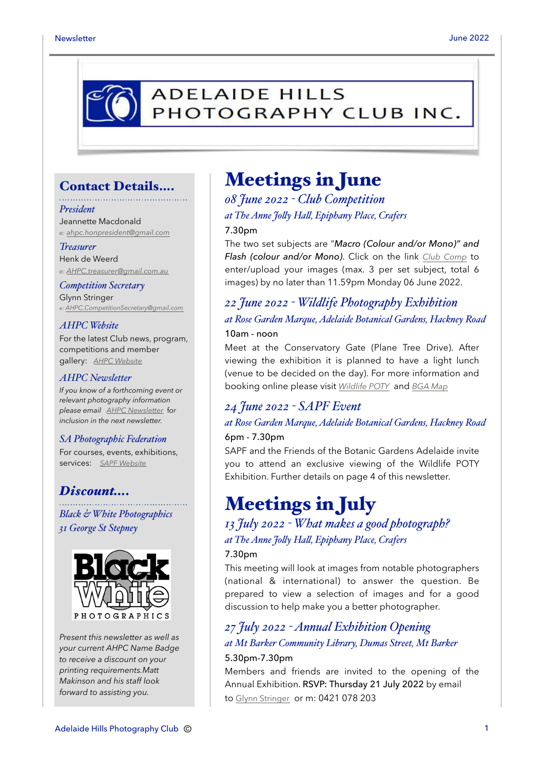# ADELAIDE HILLS PHOTOGRAPHY CLUB INC.

## Contact Details....

*President*
Jeannette Macdonald
*e: ahpc.honpresident@gmail.com*

*Treasurer*
Henk de Weerd
*e: AHPC.treasurer@gmail.com.au*

*Competition Secretary*
Glynn Stringer
*e: AHPC.CompetitionSecretary@gmail.com*

*AHPC Website*
For the latest Club news, program, competitions and member gallery: *AHPC Website*

*AHPC Newsletter*
*If you know of a forthcoming event or relevant photography information please email AHPC Newsletter for inclusion in the next newsletter.*

*SA Photographic Federation*
For courses, events, exhibitions, services: *SAPF Website*

## Discount....

*Black & White Photographics*
*31 George St Stepney*

Black White PHOTOGRAPHICS

*Present this newsletter as well as your current AHPC Name Badge to receive a discount on your printing requirements.Matt Makinson and his staff look forward to assisting you.*

# Meetings in June

## *08 June 2022 - Club Competition*

*at The Anne Jolly Hall, Epiphany Place, Crafers*

7.30pm

The two set subjects are "*Macro (Colour and/or Mono)" and Flash (colour and/or Mono)*. Click on the link *Club Comp* to enter/upload your images (max. 3 per set subject, total 6 images) by no later than 11.59pm Monday 06 June 2022.

## *22 June 2022 - Wildlife Photography Exhibition*

*at Rose Garden Marque, Adelaide Botanical Gardens, Hackney Road*

10am - noon

Meet at the Conservatory Gate (Plane Tree Drive). After viewing the exhibition it is planned to have a light lunch (venue to be decided on the day). For more information and booking online please visit *Wildlife POTY* and *BGA Map*

## *24 June 2022 - SAPF Event*

*at Rose Garden Marque, Adelaide Botanical Gardens, Hackney Road*

6pm - 7.30pm

SAPF and the Friends of the Botanic Gardens Adelaide invite you to attend an exclusive viewing of the Wildlife POTY Exhibition. Further details on page 4 of this newsletter.

# Meetings in July

## *13 July 2022 - What makes a good photograph?*

*at The Anne Jolly Hall, Epiphany Place, Crafers*

7.30pm

This meeting will look at images from notable photographers (national & international) to answer the question. Be prepared to view a selection of images and for a good discussion to help make you a better photographer.

## *27 July 2022 - Annual Exhibition Opening*

*at Mt Barker Community Library, Dumas Street, Mt Barker*

5.30pm-7.30pm

Members and friends are invited to the opening of the Annual Exhibition. RSVP: Thursday 21 July 2022 by email to Glynn Stringer or m: 0421 078 203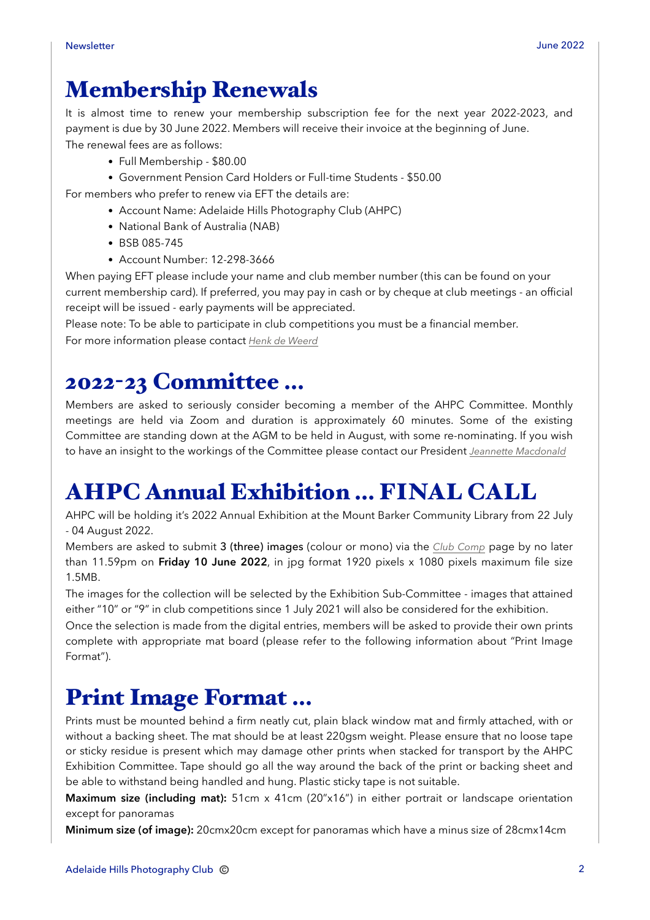# Membership Renewals

It is almost time to renew your membership subscription fee for the next year 2022-2023, and payment is due by 30 June 2022. Members will receive their invoice at the beginning of June.

The renewal fees are as follows:

- Full Membership - $80.00
- Government Pension Card Holders or Full-time Students - $50.00

For members who prefer to renew via EFT the details are:

- Account Name: Adelaide Hills Photography Club (AHPC)
- National Bank of Australia (NAB)
- BSB 085-745
- Account Number: 12-298-3666

When paying EFT please include your name and club member number (this can be found on your current membership card). If preferred, you may pay in cash or by cheque at club meetings - an official receipt will be issued - early payments will be appreciated.

Please note: To be able to participate in club competitions you must be a financial member.

For more information please contact *Henk de Weerd*

# 2022-23 Committee ...

Members are asked to seriously consider becoming a member of the AHPC Committee. Monthly meetings are held via Zoom and duration is approximately 60 minutes. Some of the existing Committee are standing down at the AGM to be held in August, with some re-nominating. If you wish to have an insight to the workings of the Committee please contact our President *Jeannette Macdonald*

# AHPC Annual Exhibition ... FINAL CALL

AHPC will be holding it's 2022 Annual Exhibition at the Mount Barker Community Library from 22 July - 04 August 2022.

Members are asked to submit **3 (three) images** (colour or mono) via the *Club Comp* page by no later than 11.59pm on **Friday 10 June 2022**, in jpg format 1920 pixels x 1080 pixels maximum file size 1.5MB.

The images for the collection will be selected by the Exhibition Sub-Committee - images that attained either "10" or "9" in club competitions since 1 July 2021 will also be considered for the exhibition.

Once the selection is made from the digital entries, members will be asked to provide their own prints complete with appropriate mat board (please refer to the following information about "Print Image Format").

# Print Image Format ...

Prints must be mounted behind a firm neatly cut, plain black window mat and firmly attached, with or without a backing sheet. The mat should be at least 220gsm weight. Please ensure that no loose tape or sticky residue is present which may damage other prints when stacked for transport by the AHPC Exhibition Committee. Tape should go all the way around the back of the print or backing sheet and be able to withstand being handled and hung. Plastic sticky tape is not suitable.

**Maximum size (including mat):** 51cm x 41cm (20"x16") in either portrait or landscape orientation except for panoramas

**Minimum size (of image):** 20cmx20cm except for panoramas which have a minus size of 28cmx14cm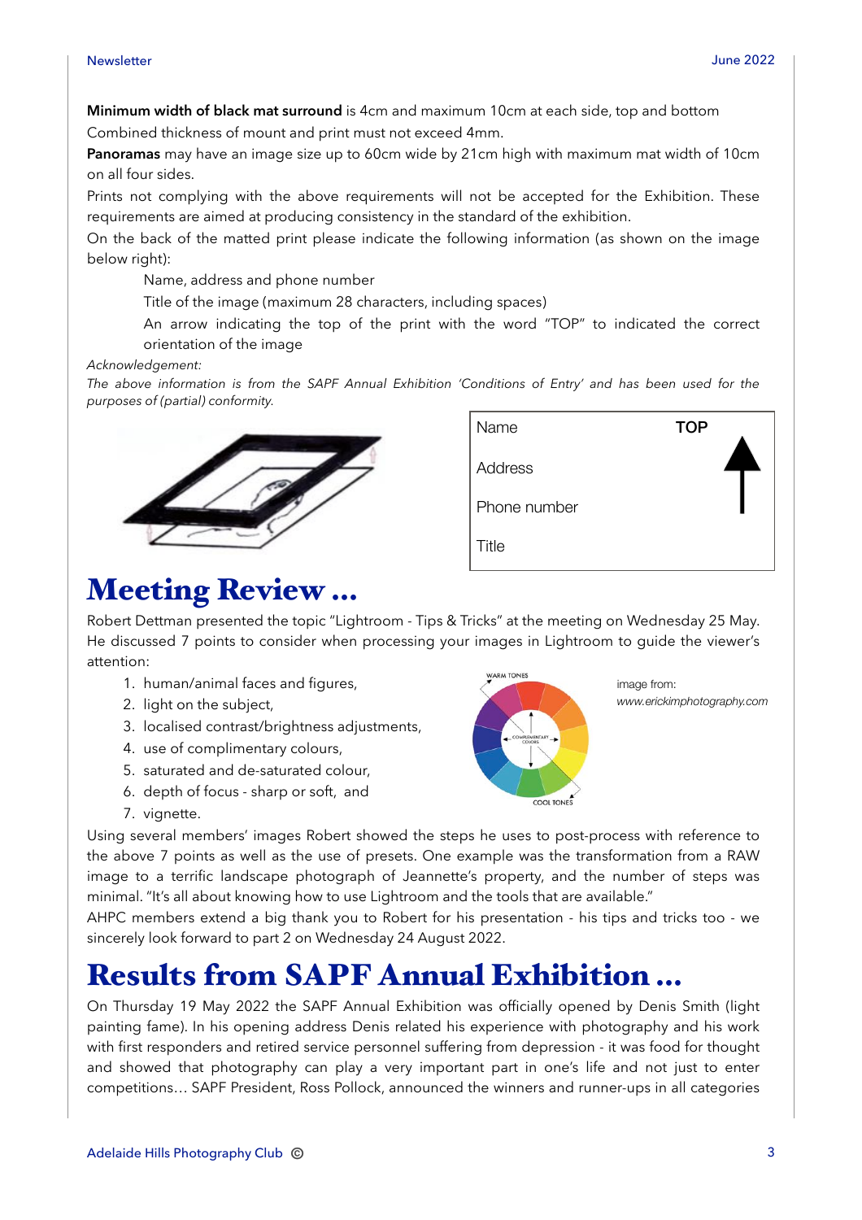**Minimum width of black mat surround** is 4cm and maximum 10cm at each side, top and bottom

Combined thickness of mount and print must not exceed 4mm.

**Panoramas** may have an image size up to 60cm wide by 21cm high with maximum mat width of 10cm on all four sides.

Prints not complying with the above requirements will not be accepted for the Exhibition. These requirements are aimed at producing consistency in the standard of the exhibition.

On the back of the matted print please indicate the following information (as shown on the image below right):

Name, address and phone number

Title of the image (maximum 28 characters, including spaces)

An arrow indicating the top of the print with the word "TOP" to indicated the correct orientation of the image

*Acknowledgement:*

*The above information is from the SAPF Annual Exhibition 'Conditions of Entry' and has been used for the purposes of (partial) conformity.*

Name
Address
Phone number
Title
TOP

# Meeting Review ...

Robert Dettman presented the topic "Lightroom - Tips & Tricks" at the meeting on Wednesday 25 May. He discussed 7 points to consider when processing your images in Lightroom to guide the viewer's attention:

1. human/animal faces and figures,
2. light on the subject,
3. localised contrast/brightness adjustments,
4. use of complimentary colours,
5. saturated and de-saturated colour,
6. depth of focus - sharp or soft, and
7. vignette.

image from: *www.erickimphotography.com*

Using several members' images Robert showed the steps he uses to post-process with reference to the above 7 points as well as the use of presets. One example was the transformation from a RAW image to a terrific landscape photograph of Jeannette's property, and the number of steps was minimal. "It's all about knowing how to use Lightroom and the tools that are available."

AHPC members extend a big thank you to Robert for his presentation - his tips and tricks too - we sincerely look forward to part 2 on Wednesday 24 August 2022.

# Results from SAPF Annual Exhibition ...

On Thursday 19 May 2022 the SAPF Annual Exhibition was officially opened by Denis Smith (light painting fame). In his opening address Denis related his experience with photography and his work with first responders and retired service personnel suffering from depression - it was food for thought and showed that photography can play a very important part in one's life and not just to enter competitions… SAPF President, Ross Pollock, announced the winners and runner-ups in all categories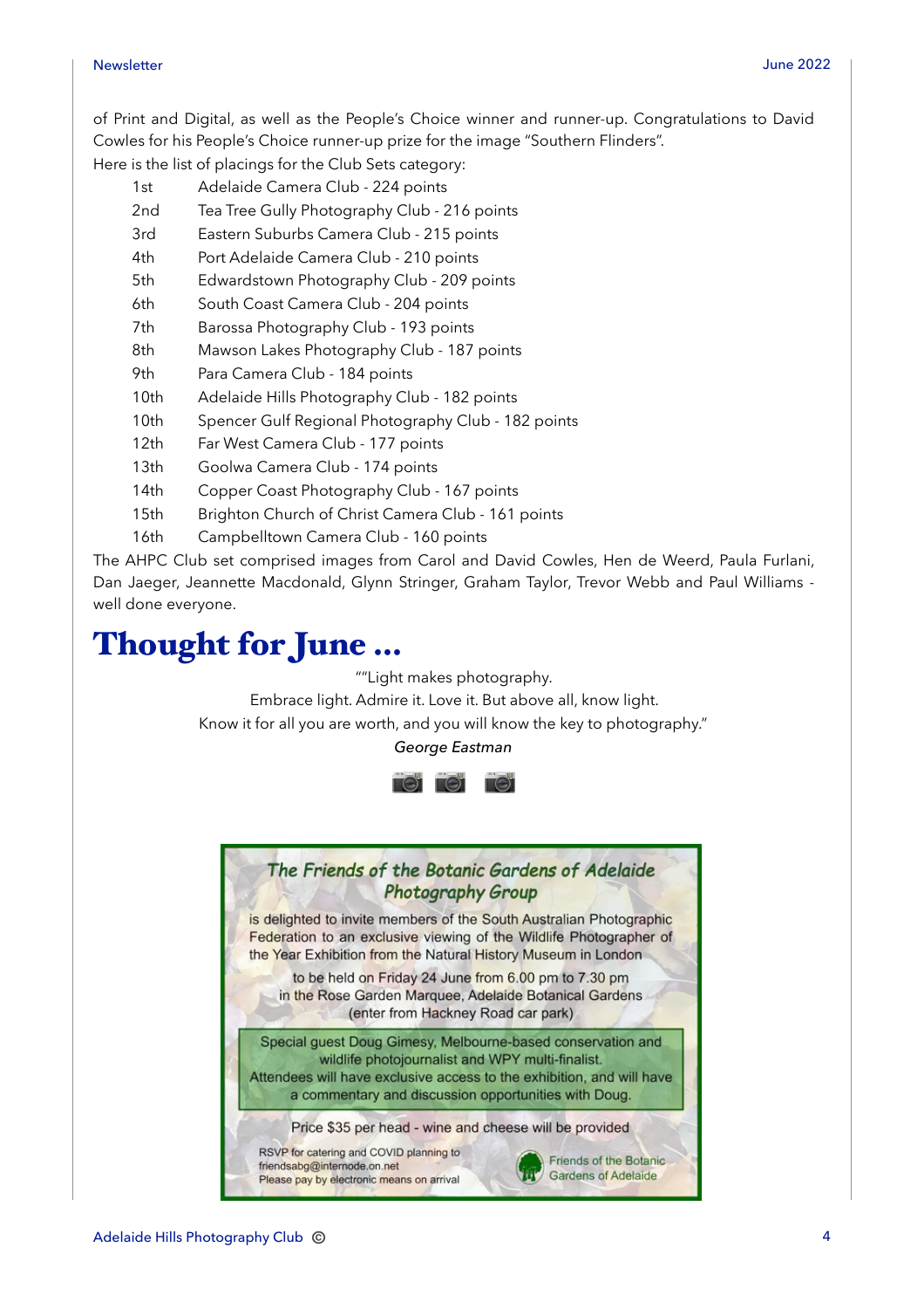of Print and Digital, as well as the People's Choice winner and runner-up. Congratulations to David Cowles for his People's Choice runner-up prize for the image "Southern Flinders".

Here is the list of placings for the Club Sets category:

| | |
|---|---|
| 1st | Adelaide Camera Club - 224 points |
| 2nd | Tea Tree Gully Photography Club - 216 points |
| 3rd | Eastern Suburbs Camera Club - 215 points |
| 4th | Port Adelaide Camera Club - 210 points |
| 5th | Edwardstown Photography Club - 209 points |
| 6th | South Coast Camera Club - 204 points |
| 7th | Barossa Photography Club - 193 points |
| 8th | Mawson Lakes Photography Club - 187 points |
| 9th | Para Camera Club - 184 points |
| 10th | Adelaide Hills Photography Club - 182 points |
| 10th | Spencer Gulf Regional Photography Club - 182 points |
| 12th | Far West Camera Club - 177 points |
| 13th | Goolwa Camera Club - 174 points |
| 14th | Copper Coast Photography Club - 167 points |
| 15th | Brighton Church of Christ Camera Club - 161 points |
| 16th | Campbelltown Camera Club - 160 points |

The AHPC Club set comprised images from Carol and David Cowles, Hen de Weerd, Paula Furlani, Dan Jaeger, Jeannette Macdonald, Glynn Stringer, Graham Taylor, Trevor Webb and Paul Williams - well done everyone.

# Thought for June …

""Light makes photography.
Embrace light. Admire it. Love it. But above all, know light.
Know it for all you are worth, and you will know the key to photography."

*George Eastman*

## The Friends of the Botanic Gardens of Adelaide Photography Group

is delighted to invite members of the South Australian Photographic Federation to an exclusive viewing of the Wildlife Photographer of the Year Exhibition from the Natural History Museum in London

to be held on Friday 24 June from 6.00 pm to 7.30 pm
in the Rose Garden Marquee, Adelaide Botanical Gardens
(enter from Hackney Road car park)

Special guest Doug Gimesy, Melbourne-based conservation and wildlife photojournalist and WPY multi-finalist.
Attendees will have exclusive access to the exhibition, and will have a commentary and discussion opportunities with Doug.

Price $35 per head - wine and cheese will be provided

RSVP for catering and COVID planning to
friendsabg@internode.on.net
Please pay by electronic means on arrival

Friends of the Botanic Gardens of Adelaide